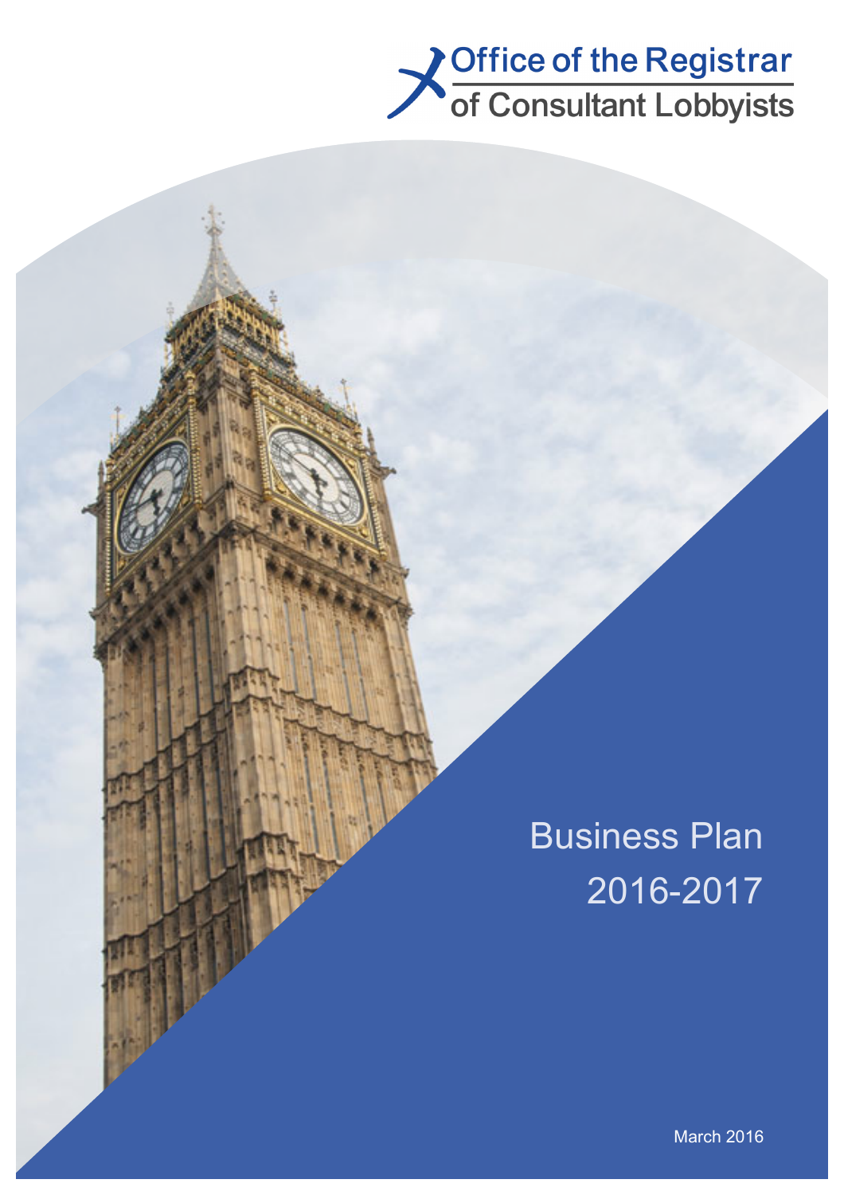Office of the Registrar of Consultant Lobbyists

# Business Plan 2016-2017

March 2016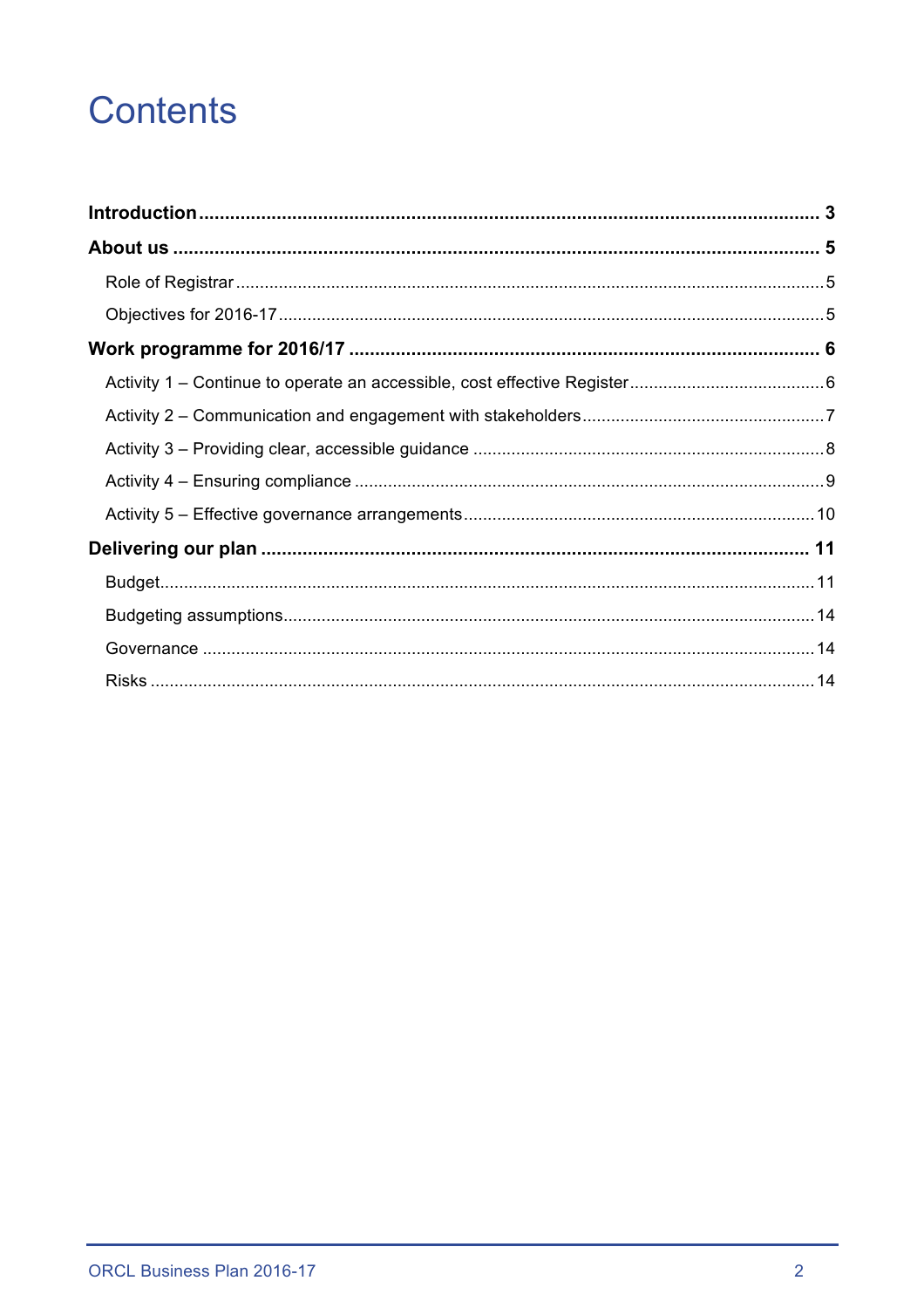# Contents

**Introduction** .......... **3**

**About us** .......... **5**

- Role of Registrar .......... 5
- Objectives for 2016-17 .......... 5

**Work programme for 2016/17** .......... **6**

- Activity 1 – Continue to operate an accessible, cost effective Register .......... 6
- Activity 2 – Communication and engagement with stakeholders .......... 7
- Activity 3 – Providing clear, accessible guidance .......... 8
- Activity 4 – Ensuring compliance .......... 9
- Activity 5 – Effective governance arrangements .......... 10

**Delivering our plan** .......... **11**

- Budget .......... 11
- Budgeting assumptions .......... 14
- Governance .......... 14
- Risks .......... 14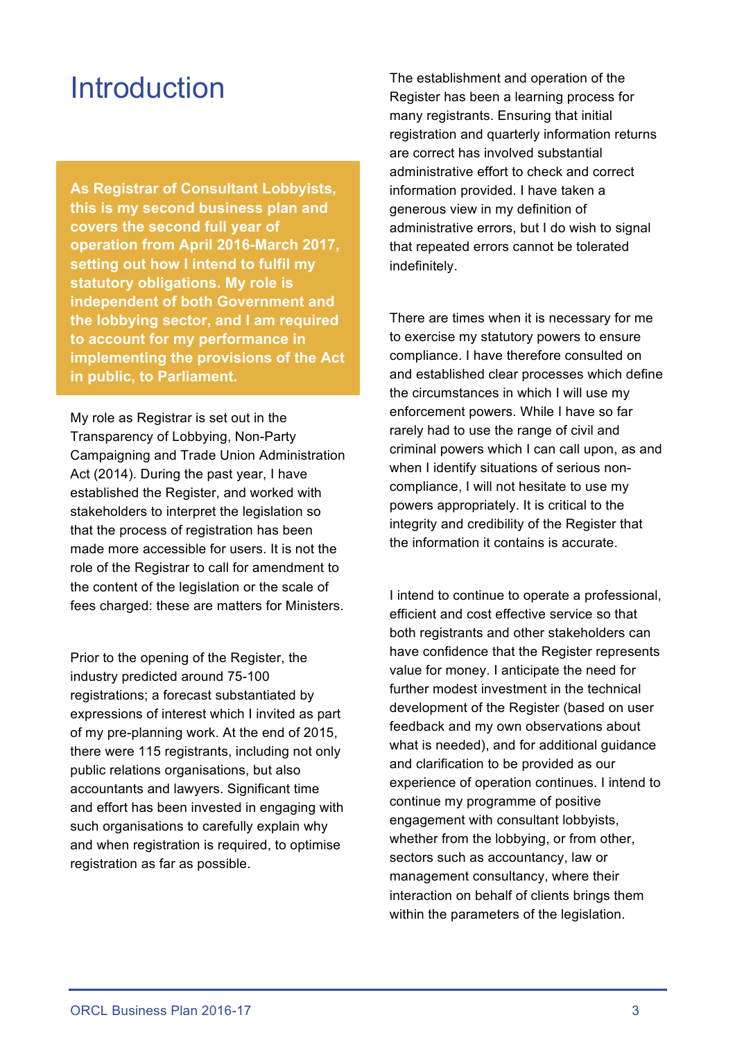# Introduction

**As Registrar of Consultant Lobbyists, this is my second business plan and covers the second full year of operation from April 2016-March 2017, setting out how I intend to fulfil my statutory obligations. My role is independent of both Government and the lobbying sector, and I am required to account for my performance in implementing the provisions of the Act in public, to Parliament.**

My role as Registrar is set out in the Transparency of Lobbying, Non-Party Campaigning and Trade Union Administration Act (2014). During the past year, I have established the Register, and worked with stakeholders to interpret the legislation so that the process of registration has been made more accessible for users. It is not the role of the Registrar to call for amendment to the content of the legislation or the scale of fees charged: these are matters for Ministers.

Prior to the opening of the Register, the industry predicted around 75-100 registrations; a forecast substantiated by expressions of interest which I invited as part of my pre-planning work. At the end of 2015, there were 115 registrants, including not only public relations organisations, but also accountants and lawyers. Significant time and effort has been invested in engaging with such organisations to carefully explain why and when registration is required, to optimise registration as far as possible.

The establishment and operation of the Register has been a learning process for many registrants. Ensuring that initial registration and quarterly information returns are correct has involved substantial administrative effort to check and correct information provided. I have taken a generous view in my definition of administrative errors, but I do wish to signal that repeated errors cannot be tolerated indefinitely.

There are times when it is necessary for me to exercise my statutory powers to ensure compliance. I have therefore consulted on and established clear processes which define the circumstances in which I will use my enforcement powers. While I have so far rarely had to use the range of civil and criminal powers which I can call upon, as and when I identify situations of serious non-compliance, I will not hesitate to use my powers appropriately. It is critical to the integrity and credibility of the Register that the information it contains is accurate.

I intend to continue to operate a professional, efficient and cost effective service so that both registrants and other stakeholders can have confidence that the Register represents value for money. I anticipate the need for further modest investment in the technical development of the Register (based on user feedback and my own observations about what is needed), and for additional guidance and clarification to be provided as our experience of operation continues. I intend to continue my programme of positive engagement with consultant lobbyists, whether from the lobbying, or from other, sectors such as accountancy, law or management consultancy, where their interaction on behalf of clients brings them within the parameters of the legislation.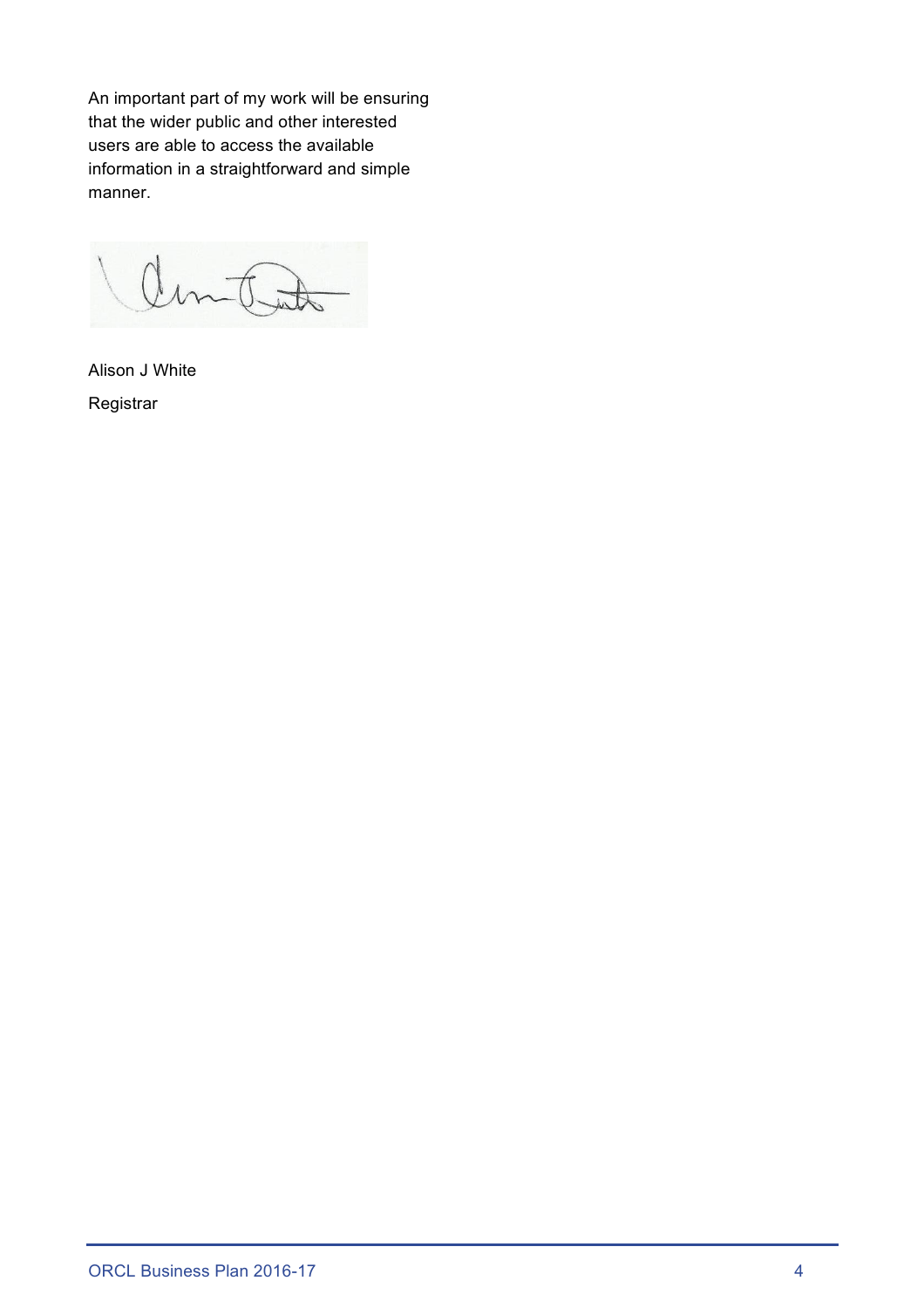An important part of my work will be ensuring that the wider public and other interested users are able to access the available information in a straightforward and simple manner.

Alison J White

Registrar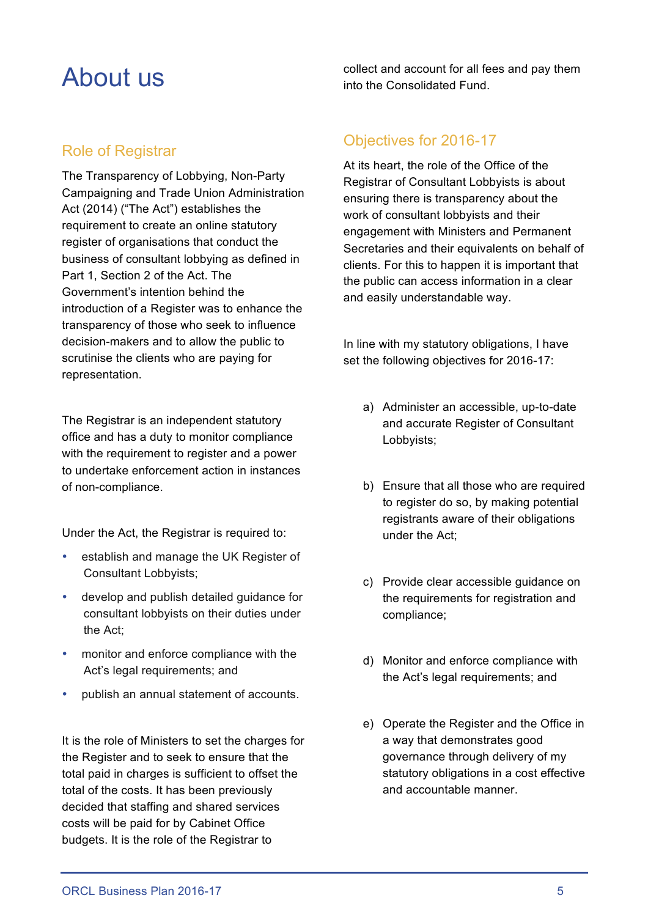# About us

## Role of Registrar

The Transparency of Lobbying, Non-Party Campaigning and Trade Union Administration Act (2014) ("The Act") establishes the requirement to create an online statutory register of organisations that conduct the business of consultant lobbying as defined in Part 1, Section 2 of the Act. The Government's intention behind the introduction of a Register was to enhance the transparency of those who seek to influence decision-makers and to allow the public to scrutinise the clients who are paying for representation.

The Registrar is an independent statutory office and has a duty to monitor compliance with the requirement to register and a power to undertake enforcement action in instances of non-compliance.

Under the Act, the Registrar is required to:

- establish and manage the UK Register of Consultant Lobbyists;
- develop and publish detailed guidance for consultant lobbyists on their duties under the Act;
- monitor and enforce compliance with the Act's legal requirements; and
- publish an annual statement of accounts.

It is the role of Ministers to set the charges for the Register and to seek to ensure that the total paid in charges is sufficient to offset the total of the costs. It has been previously decided that staffing and shared services costs will be paid for by Cabinet Office budgets. It is the role of the Registrar to collect and account for all fees and pay them into the Consolidated Fund.

## Objectives for 2016-17

At its heart, the role of the Office of the Registrar of Consultant Lobbyists is about ensuring there is transparency about the work of consultant lobbyists and their engagement with Ministers and Permanent Secretaries and their equivalents on behalf of clients. For this to happen it is important that the public can access information in a clear and easily understandable way.

In line with my statutory obligations, I have set the following objectives for 2016-17:

a) Administer an accessible, up-to-date and accurate Register of Consultant Lobbyists;

b) Ensure that all those who are required to register do so, by making potential registrants aware of their obligations under the Act;

c) Provide clear accessible guidance on the requirements for registration and compliance;

d) Monitor and enforce compliance with the Act's legal requirements; and

e) Operate the Register and the Office in a way that demonstrates good governance through delivery of my statutory obligations in a cost effective and accountable manner.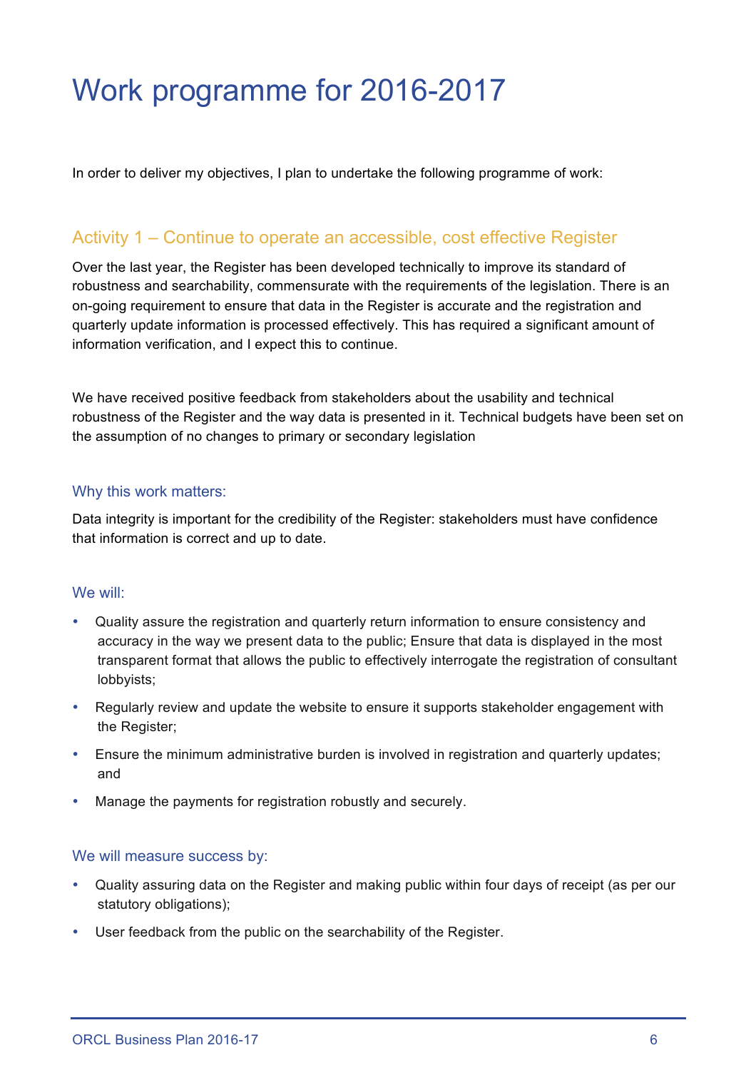# Work programme for 2016-2017

In order to deliver my objectives, I plan to undertake the following programme of work:

## Activity 1 – Continue to operate an accessible, cost effective Register

Over the last year, the Register has been developed technically to improve its standard of robustness and searchability, commensurate with the requirements of the legislation. There is an on-going requirement to ensure that data in the Register is accurate and the registration and quarterly update information is processed effectively. This has required a significant amount of information verification, and I expect this to continue.

We have received positive feedback from stakeholders about the usability and technical robustness of the Register and the way data is presented in it. Technical budgets have been set on the assumption of no changes to primary or secondary legislation

### Why this work matters:

Data integrity is important for the credibility of the Register: stakeholders must have confidence that information is correct and up to date.

### We will:

- Quality assure the registration and quarterly return information to ensure consistency and accuracy in the way we present data to the public; Ensure that data is displayed in the most transparent format that allows the public to effectively interrogate the registration of consultant lobbyists;
- Regularly review and update the website to ensure it supports stakeholder engagement with the Register;
- Ensure the minimum administrative burden is involved in registration and quarterly updates; and
- Manage the payments for registration robustly and securely.

### We will measure success by:

- Quality assuring data on the Register and making public within four days of receipt (as per our statutory obligations);
- User feedback from the public on the searchability of the Register.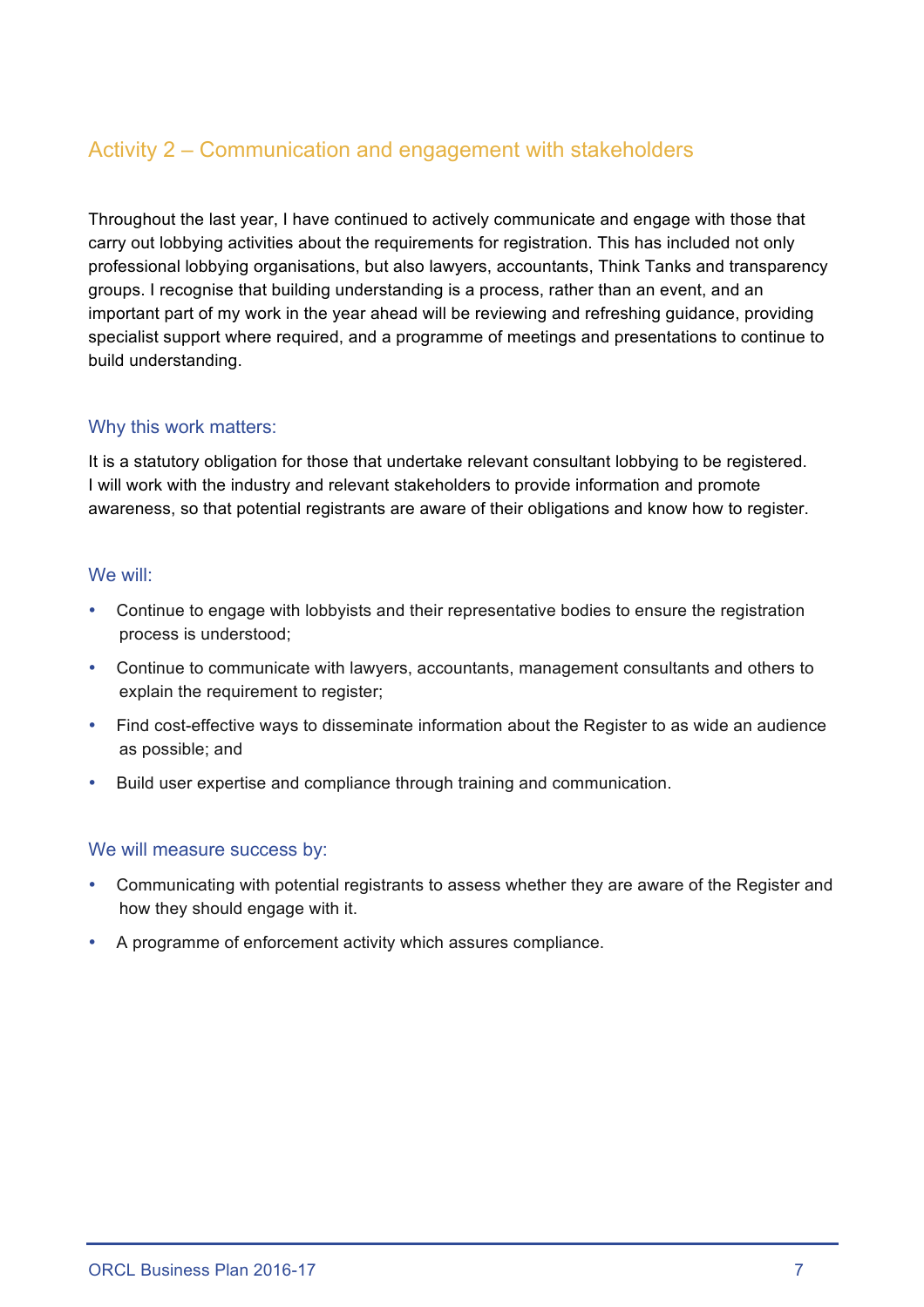## Activity 2 – Communication and engagement with stakeholders

Throughout the last year, I have continued to actively communicate and engage with those that carry out lobbying activities about the requirements for registration. This has included not only professional lobbying organisations, but also lawyers, accountants, Think Tanks and transparency groups. I recognise that building understanding is a process, rather than an event, and an important part of my work in the year ahead will be reviewing and refreshing guidance, providing specialist support where required, and a programme of meetings and presentations to continue to build understanding.

### Why this work matters:

It is a statutory obligation for those that undertake relevant consultant lobbying to be registered. I will work with the industry and relevant stakeholders to provide information and promote awareness, so that potential registrants are aware of their obligations and know how to register.

### We will:

- Continue to engage with lobbyists and their representative bodies to ensure the registration process is understood;
- Continue to communicate with lawyers, accountants, management consultants and others to explain the requirement to register;
- Find cost-effective ways to disseminate information about the Register to as wide an audience as possible; and
- Build user expertise and compliance through training and communication.

### We will measure success by:

- Communicating with potential registrants to assess whether they are aware of the Register and how they should engage with it.
- A programme of enforcement activity which assures compliance.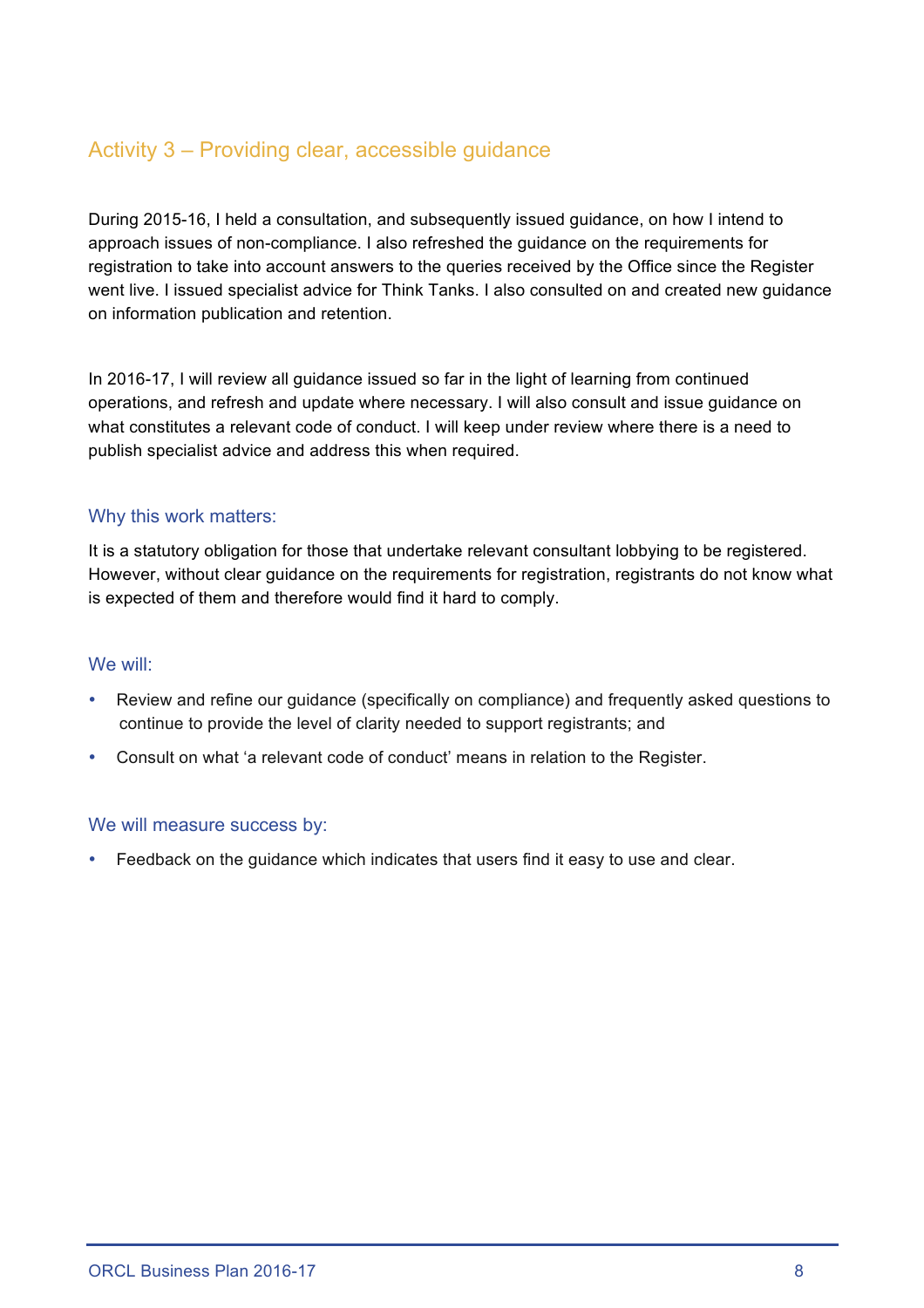## Activity 3 – Providing clear, accessible guidance

During 2015-16, I held a consultation, and subsequently issued guidance, on how I intend to approach issues of non-compliance. I also refreshed the guidance on the requirements for registration to take into account answers to the queries received by the Office since the Register went live. I issued specialist advice for Think Tanks. I also consulted on and created new guidance on information publication and retention.

In 2016-17, I will review all guidance issued so far in the light of learning from continued operations, and refresh and update where necessary. I will also consult and issue guidance on what constitutes a relevant code of conduct. I will keep under review where there is a need to publish specialist advice and address this when required.

### Why this work matters:

It is a statutory obligation for those that undertake relevant consultant lobbying to be registered. However, without clear guidance on the requirements for registration, registrants do not know what is expected of them and therefore would find it hard to comply.

### We will:

- Review and refine our guidance (specifically on compliance) and frequently asked questions to continue to provide the level of clarity needed to support registrants; and
- Consult on what 'a relevant code of conduct' means in relation to the Register.

### We will measure success by:

- Feedback on the guidance which indicates that users find it easy to use and clear.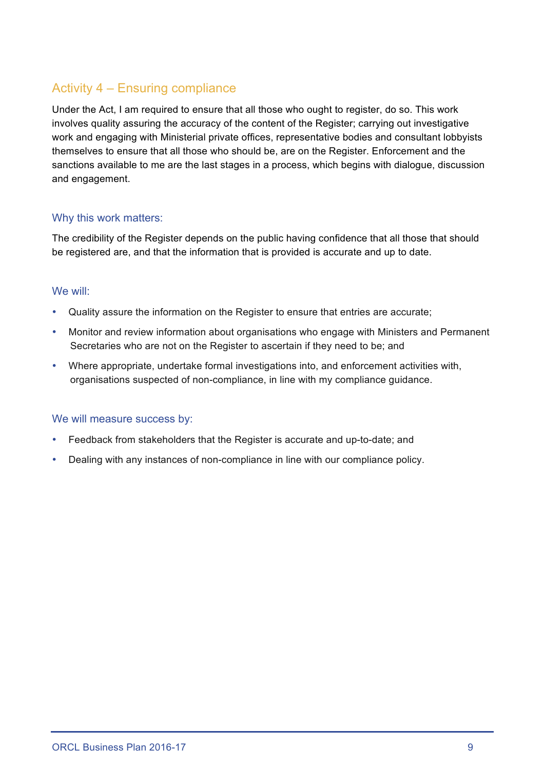## Activity 4 – Ensuring compliance

Under the Act, I am required to ensure that all those who ought to register, do so. This work involves quality assuring the accuracy of the content of the Register; carrying out investigative work and engaging with Ministerial private offices, representative bodies and consultant lobbyists themselves to ensure that all those who should be, are on the Register. Enforcement and the sanctions available to me are the last stages in a process, which begins with dialogue, discussion and engagement.

### Why this work matters:

The credibility of the Register depends on the public having confidence that all those that should be registered are, and that the information that is provided is accurate and up to date.

### We will:

- Quality assure the information on the Register to ensure that entries are accurate;
- Monitor and review information about organisations who engage with Ministers and Permanent Secretaries who are not on the Register to ascertain if they need to be; and
- Where appropriate, undertake formal investigations into, and enforcement activities with, organisations suspected of non-compliance, in line with my compliance guidance.

### We will measure success by:

- Feedback from stakeholders that the Register is accurate and up-to-date; and
- Dealing with any instances of non-compliance in line with our compliance policy.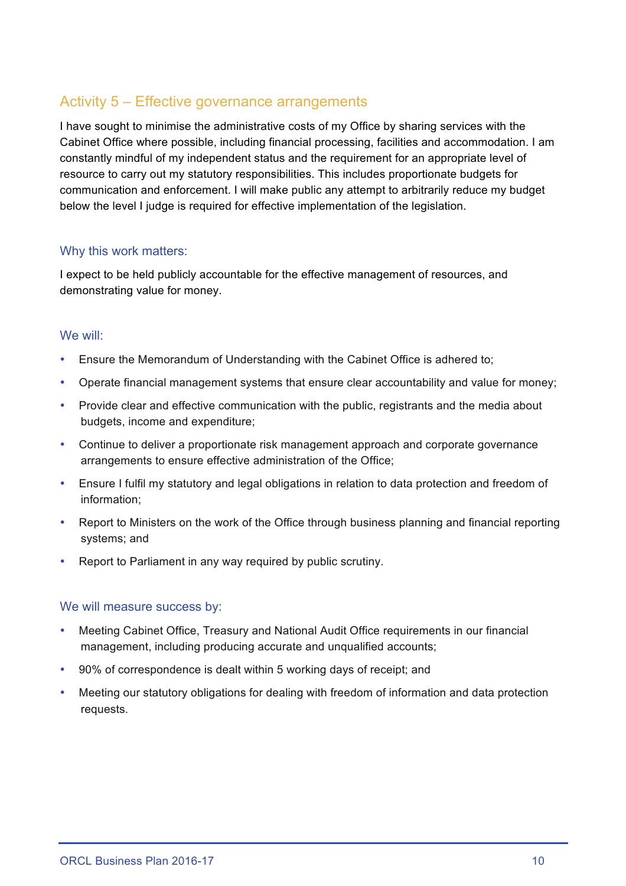## Activity 5 – Effective governance arrangements

I have sought to minimise the administrative costs of my Office by sharing services with the Cabinet Office where possible, including financial processing, facilities and accommodation. I am constantly mindful of my independent status and the requirement for an appropriate level of resource to carry out my statutory responsibilities. This includes proportionate budgets for communication and enforcement. I will make public any attempt to arbitrarily reduce my budget below the level I judge is required for effective implementation of the legislation.

### Why this work matters:

I expect to be held publicly accountable for the effective management of resources, and demonstrating value for money.

### We will:

- Ensure the Memorandum of Understanding with the Cabinet Office is adhered to;
- Operate financial management systems that ensure clear accountability and value for money;
- Provide clear and effective communication with the public, registrants and the media about budgets, income and expenditure;
- Continue to deliver a proportionate risk management approach and corporate governance arrangements to ensure effective administration of the Office;
- Ensure I fulfil my statutory and legal obligations in relation to data protection and freedom of information;
- Report to Ministers on the work of the Office through business planning and financial reporting systems; and
- Report to Parliament in any way required by public scrutiny.

### We will measure success by:

- Meeting Cabinet Office, Treasury and National Audit Office requirements in our financial management, including producing accurate and unqualified accounts;
- 90% of correspondence is dealt within 5 working days of receipt; and
- Meeting our statutory obligations for dealing with freedom of information and data protection requests.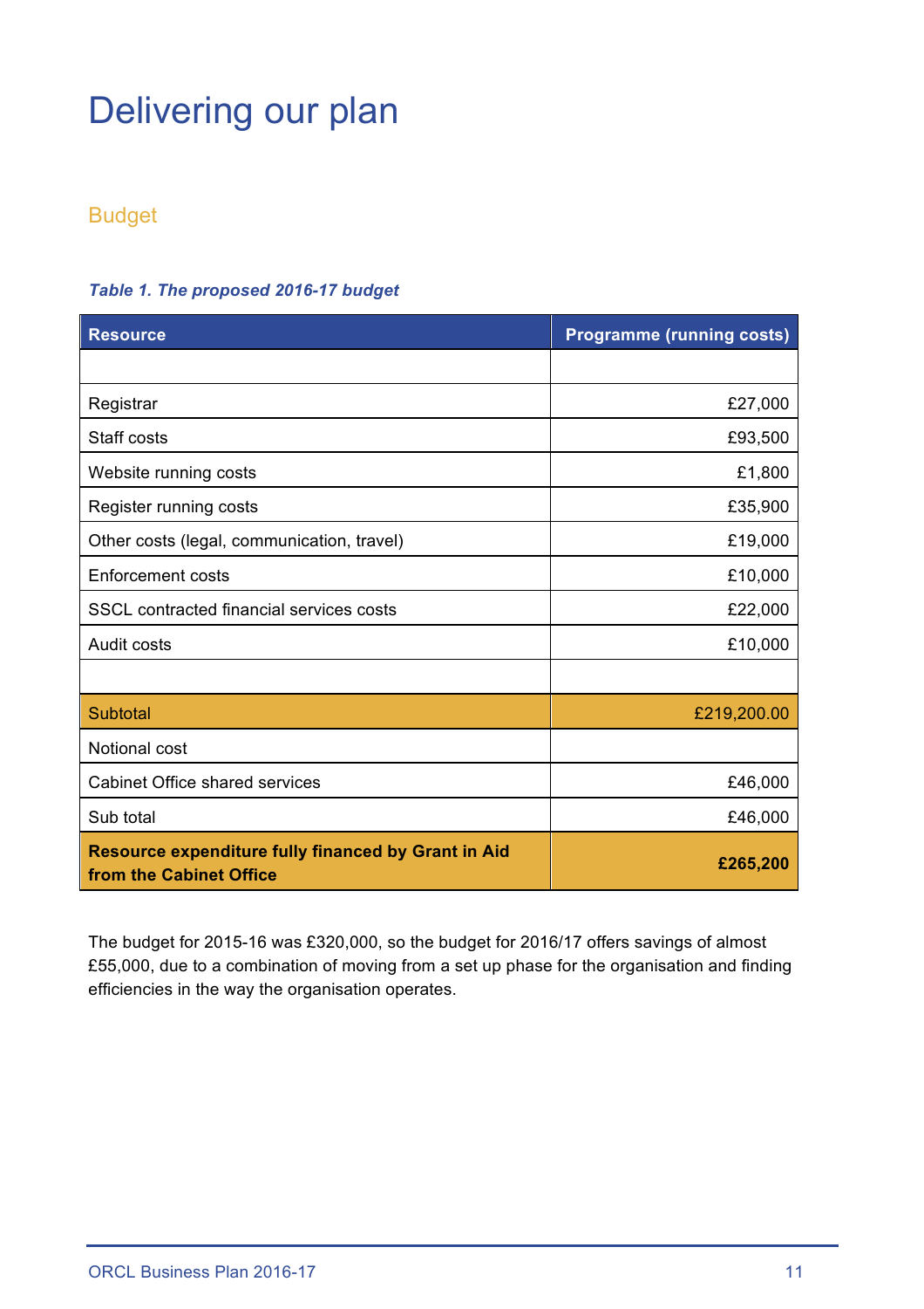# Delivering our plan

## Budget

***Table 1. The proposed 2016-17 budget***

| Resource | Programme (running costs) |
|---|---|
| | |
| Registrar | £27,000 |
| Staff costs | £93,500 |
| Website running costs | £1,800 |
| Register running costs | £35,900 |
| Other costs (legal, communication, travel) | £19,000 |
| Enforcement costs | £10,000 |
| SSCL contracted financial services costs | £22,000 |
| Audit costs | £10,000 |
| | |
| Subtotal | £219,200.00 |
| Notional cost | |
| Cabinet Office shared services | £46,000 |
| Sub total | £46,000 |
| **Resource expenditure fully financed by Grant in Aid from the Cabinet Office** | **£265,200** |

The budget for 2015-16 was £320,000, so the budget for 2016/17 offers savings of almost £55,000, due to a combination of moving from a set up phase for the organisation and finding efficiencies in the way the organisation operates.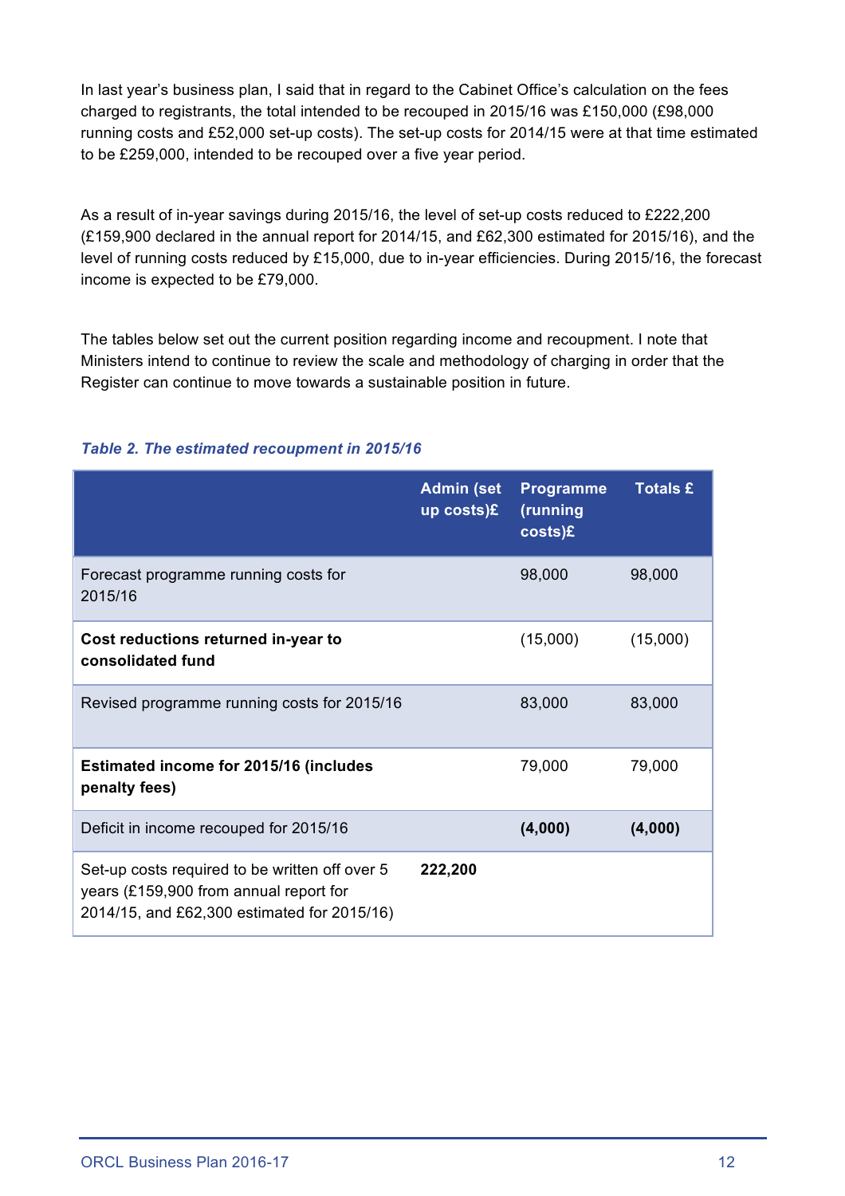In last year's business plan, I said that in regard to the Cabinet Office's calculation on the fees charged to registrants, the total intended to be recouped in 2015/16 was £150,000 (£98,000 running costs and £52,000 set-up costs). The set-up costs for 2014/15 were at that time estimated to be £259,000, intended to be recouped over a five year period.

As a result of in-year savings during 2015/16, the level of set-up costs reduced to £222,200 (£159,900 declared in the annual report for 2014/15, and £62,300 estimated for 2015/16), and the level of running costs reduced by £15,000, due to in-year efficiencies. During 2015/16, the forecast income is expected to be £79,000.

The tables below set out the current position regarding income and recoupment. I note that Ministers intend to continue to review the scale and methodology of charging in order that the Register can continue to move towards a sustainable position in future.

***Table 2. The estimated recoupment in 2015/16***

| | Admin (set up costs)£ | Programme (running costs)£ | Totals £ |
|---|---|---|---|
| Forecast programme running costs for 2015/16 | | 98,000 | 98,000 |
| **Cost reductions returned in-year to consolidated fund** | | (15,000) | (15,000) |
| Revised programme running costs for 2015/16 | | 83,000 | 83,000 |
| **Estimated income for 2015/16 (includes penalty fees)** | | 79,000 | 79,000 |
| Deficit in income recouped for 2015/16 | | **(4,000)** | **(4,000)** |
| Set-up costs required to be written off over 5 years (£159,900 from annual report for 2014/15, and £62,300 estimated for 2015/16) | **222,200** | | |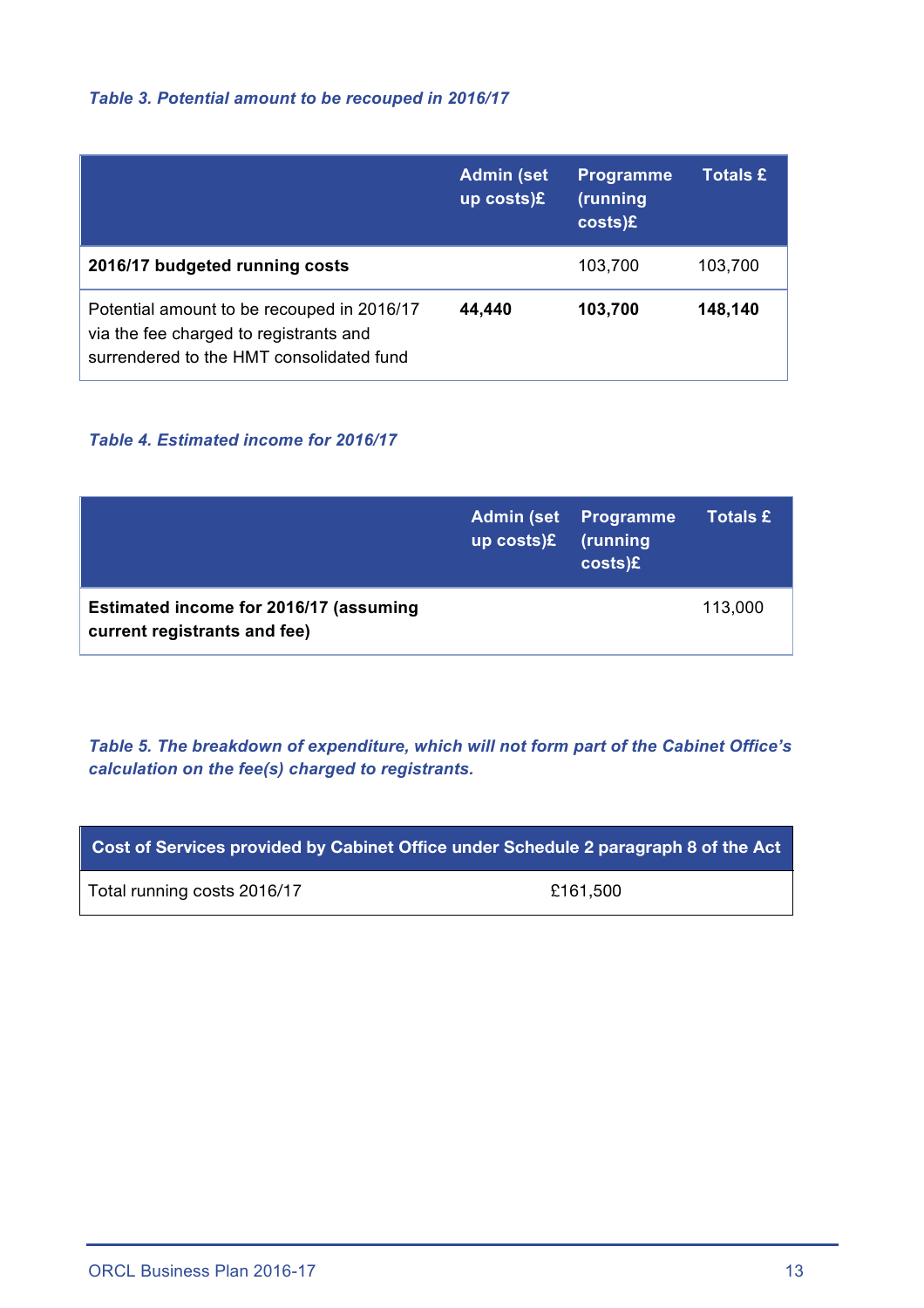*Table 3. Potential amount to be recouped in 2016/17*

| | Admin (set up costs)£ | Programme (running costs)£ | Totals £ |
|---|---|---|---|
| **2016/17 budgeted running costs** | | 103,700 | 103,700 |
| Potential amount to be recouped in 2016/17 via the fee charged to registrants and surrendered to the HMT consolidated fund | **44,440** | **103,700** | **148,140** |

*Table 4. Estimated income for 2016/17*

| | Admin (set up costs)£ | Programme (running costs)£ | Totals £ |
|---|---|---|---|
| **Estimated income for 2016/17 (assuming current registrants and fee)** | | | 113,000 |

*Table 5. The breakdown of expenditure, which will not form part of the Cabinet Office's calculation on the fee(s) charged to registrants.*

| Cost of Services provided by Cabinet Office under Schedule 2 paragraph 8 of the Act | |
|---|---|
| Total running costs 2016/17 | £161,500 |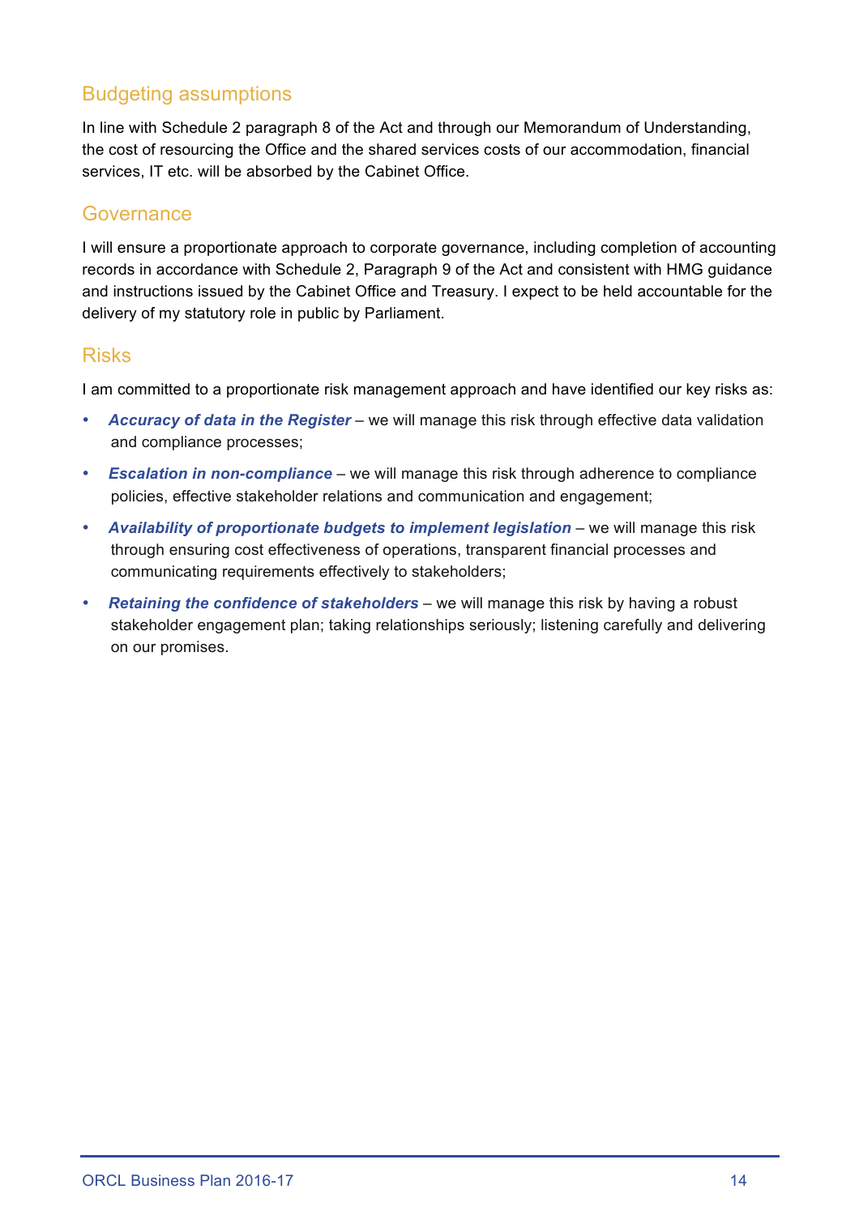## Budgeting assumptions

In line with Schedule 2 paragraph 8 of the Act and through our Memorandum of Understanding, the cost of resourcing the Office and the shared services costs of our accommodation, financial services, IT etc. will be absorbed by the Cabinet Office.

## Governance

I will ensure a proportionate approach to corporate governance, including completion of accounting records in accordance with Schedule 2, Paragraph 9 of the Act and consistent with HMG guidance and instructions issued by the Cabinet Office and Treasury. I expect to be held accountable for the delivery of my statutory role in public by Parliament.

## Risks

I am committed to a proportionate risk management approach and have identified our key risks as:

- ***Accuracy of data in the Register*** – we will manage this risk through effective data validation and compliance processes;
- ***Escalation in non-compliance*** – we will manage this risk through adherence to compliance policies, effective stakeholder relations and communication and engagement;
- ***Availability of proportionate budgets to implement legislation*** – we will manage this risk through ensuring cost effectiveness of operations, transparent financial processes and communicating requirements effectively to stakeholders;
- ***Retaining the confidence of stakeholders*** – we will manage this risk by having a robust stakeholder engagement plan; taking relationships seriously; listening carefully and delivering on our promises.